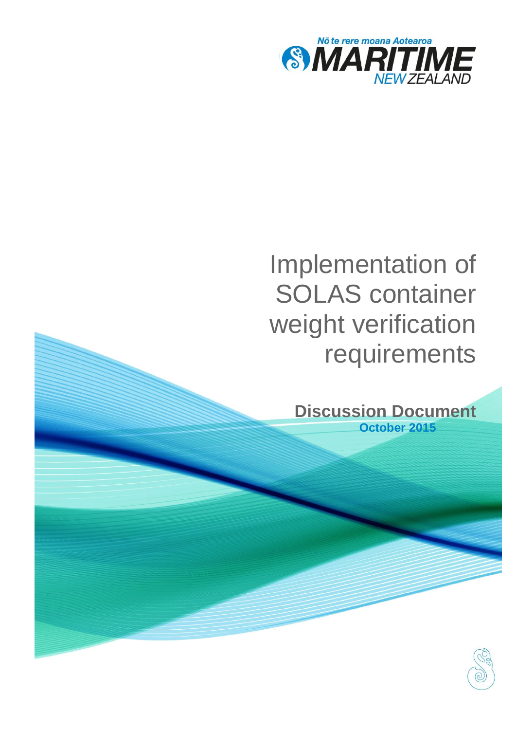Nō te rere moana Aotearoa

MARITIME NEW ZEALAND

# Implementation of SOLAS container weight verification requirements

**Discussion Document**

**October 2015**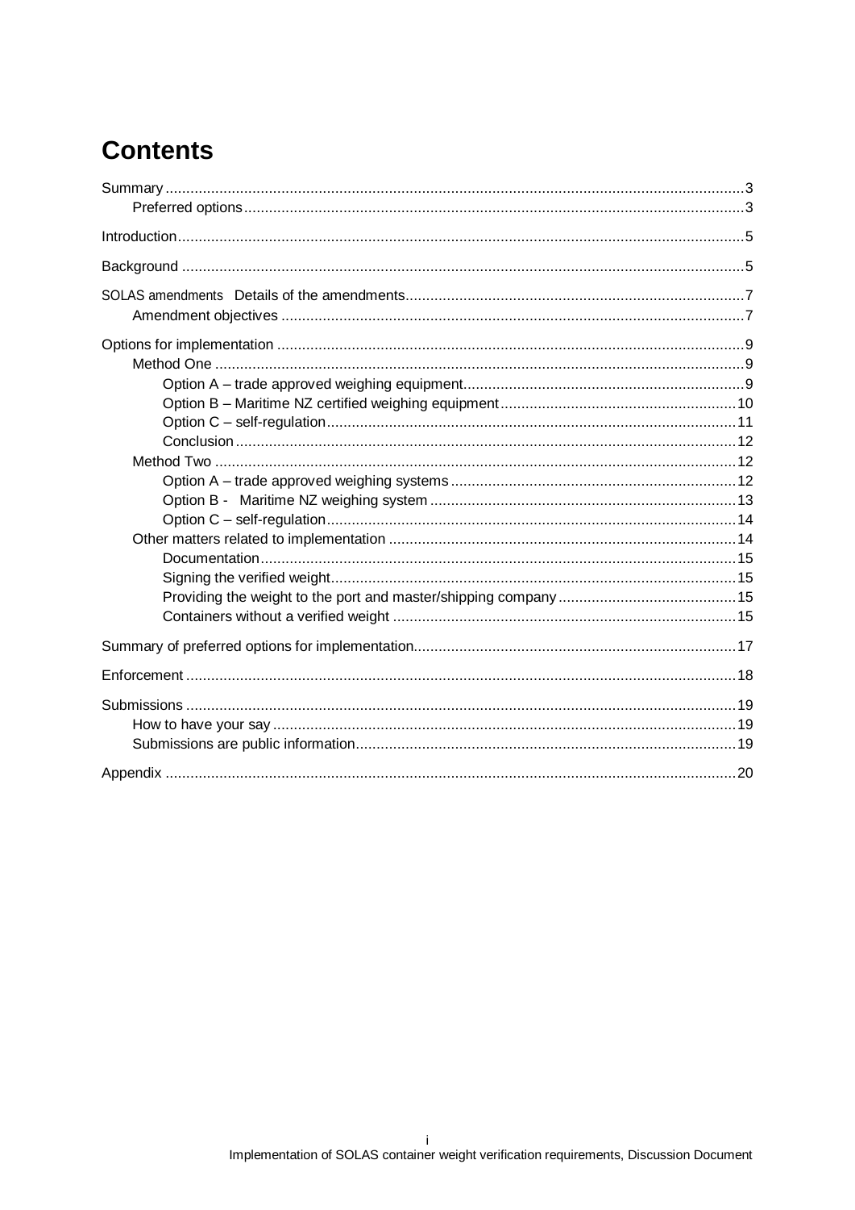# Contents

Summary ..... 3
- Preferred options ..... 3

Introduction ..... 5

Background ..... 5

SOLAS amendments Details of the amendments ..... 7
- Amendment objectives ..... 7

Options for implementation ..... 9
- Method One ..... 9
  - Option A – trade approved weighing equipment ..... 9
  - Option B – Maritime NZ certified weighing equipment ..... 10
  - Option C – self-regulation ..... 11
  - Conclusion ..... 12
- Method Two ..... 12
  - Option A – trade approved weighing systems ..... 12
  - Option B - Maritime NZ weighing system ..... 13
  - Option C – self-regulation ..... 14
- Other matters related to implementation ..... 14
  - Documentation ..... 15
  - Signing the verified weight ..... 15
  - Providing the weight to the port and master/shipping company ..... 15
  - Containers without a verified weight ..... 15

Summary of preferred options for implementation ..... 17

Enforcement ..... 18

Submissions ..... 19
- How to have your say ..... 19
- Submissions are public information ..... 19

Appendix ..... 20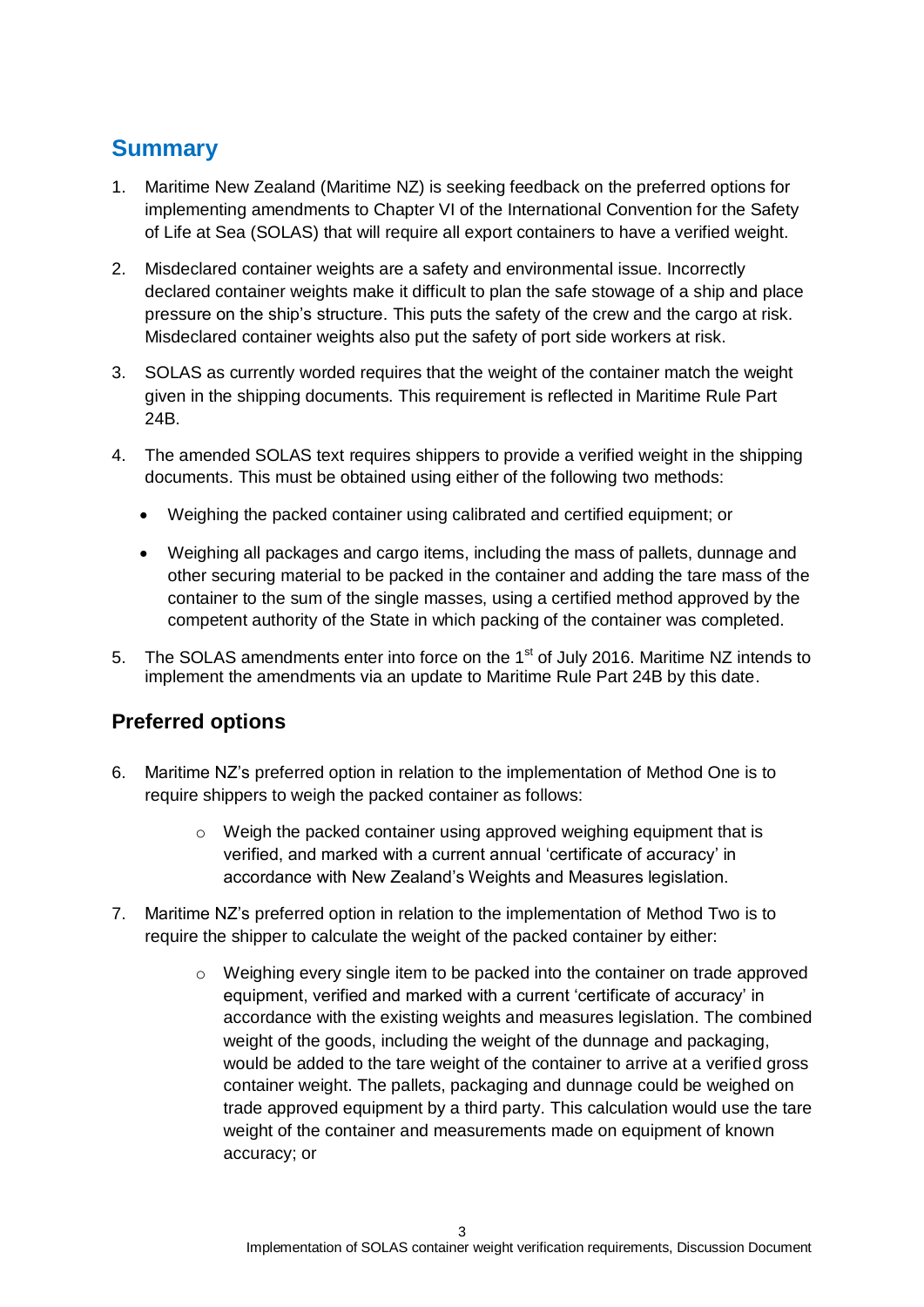## Summary

1. Maritime New Zealand (Maritime NZ) is seeking feedback on the preferred options for implementing amendments to Chapter VI of the International Convention for the Safety of Life at Sea (SOLAS) that will require all export containers to have a verified weight.

2. Misdeclared container weights are a safety and environmental issue. Incorrectly declared container weights make it difficult to plan the safe stowage of a ship and place pressure on the ship's structure. This puts the safety of the crew and the cargo at risk. Misdeclared container weights also put the safety of port side workers at risk.

3. SOLAS as currently worded requires that the weight of the container match the weight given in the shipping documents. This requirement is reflected in Maritime Rule Part 24B.

4. The amended SOLAS text requires shippers to provide a verified weight in the shipping documents. This must be obtained using either of the following two methods:

   - Weighing the packed container using calibrated and certified equipment; or
   - Weighing all packages and cargo items, including the mass of pallets, dunnage and other securing material to be packed in the container and adding the tare mass of the container to the sum of the single masses, using a certified method approved by the competent authority of the State in which packing of the container was completed.

5. The SOLAS amendments enter into force on the 1st of July 2016. Maritime NZ intends to implement the amendments via an update to Maritime Rule Part 24B by this date.

### Preferred options

6. Maritime NZ's preferred option in relation to the implementation of Method One is to require shippers to weigh the packed container as follows:

   - Weigh the packed container using approved weighing equipment that is verified, and marked with a current annual 'certificate of accuracy' in accordance with New Zealand's Weights and Measures legislation.

7. Maritime NZ's preferred option in relation to the implementation of Method Two is to require the shipper to calculate the weight of the packed container by either:

   - Weighing every single item to be packed into the container on trade approved equipment, verified and marked with a current 'certificate of accuracy' in accordance with the existing weights and measures legislation. The combined weight of the goods, including the weight of the dunnage and packaging, would be added to the tare weight of the container to arrive at a verified gross container weight. The pallets, packaging and dunnage could be weighed on trade approved equipment by a third party. This calculation would use the tare weight of the container and measurements made on equipment of known accuracy; or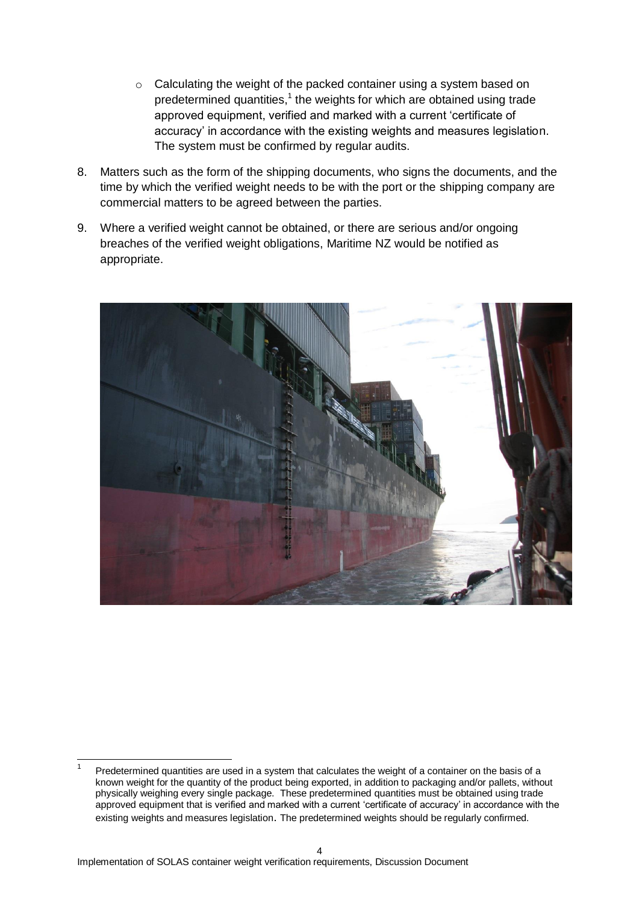- Calculating the weight of the packed container using a system based on predetermined quantities,[1] the weights for which are obtained using trade approved equipment, verified and marked with a current 'certificate of accuracy' in accordance with the existing weights and measures legislation. The system must be confirmed by regular audits.

8. Matters such as the form of the shipping documents, who signs the documents, and the time by which the verified weight needs to be with the port or the shipping company are commercial matters to be agreed between the parties.

9. Where a verified weight cannot be obtained, or there are serious and/or ongoing breaches of the verified weight obligations, Maritime NZ would be notified as appropriate.

[1] Predetermined quantities are used in a system that calculates the weight of a container on the basis of a known weight for the quantity of the product being exported, in addition to packaging and/or pallets, without physically weighing every single package. These predetermined quantities must be obtained using trade approved equipment that is verified and marked with a current 'certificate of accuracy' in accordance with the existing weights and measures legislation. The predetermined weights should be regularly confirmed.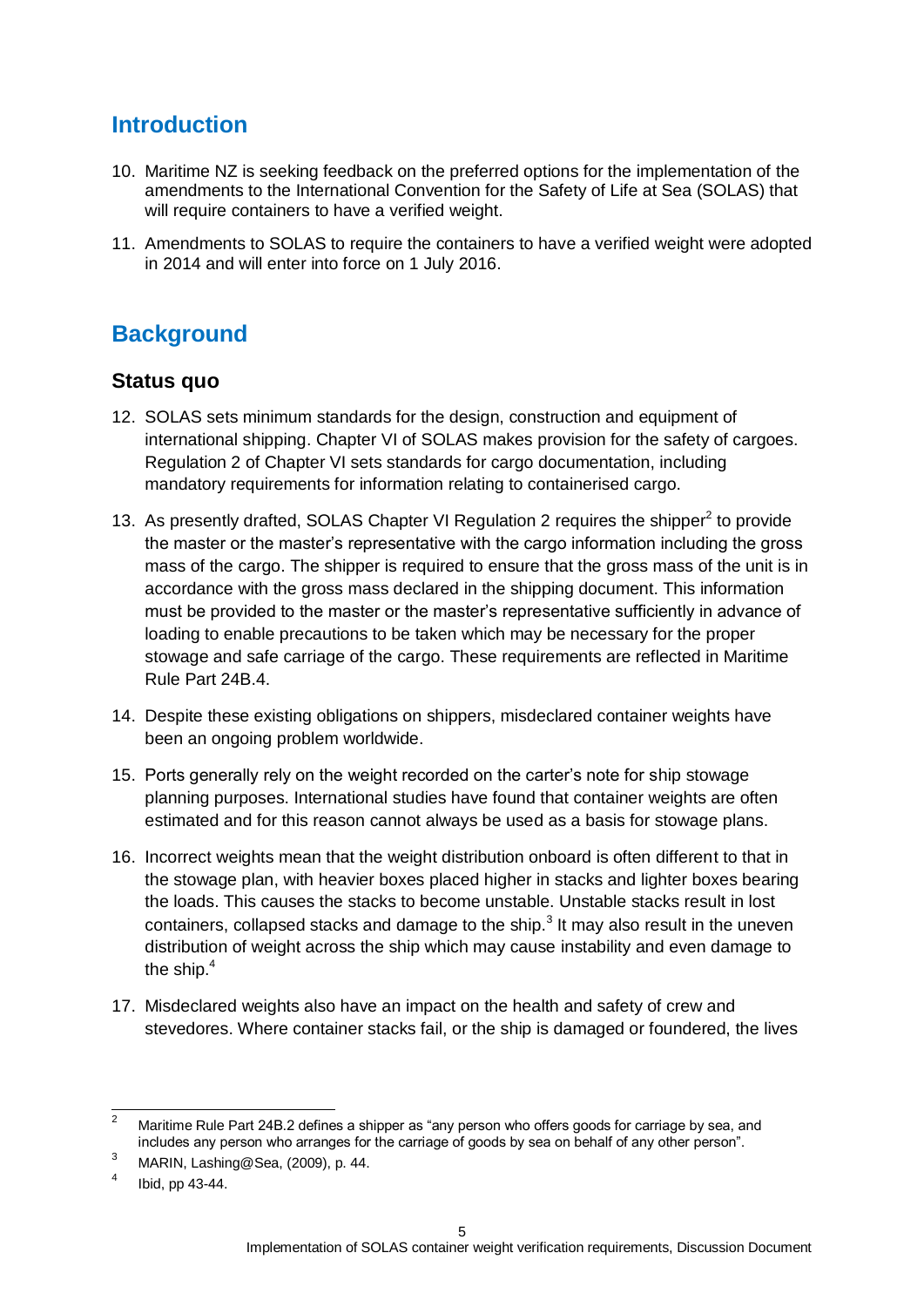## Introduction

10. Maritime NZ is seeking feedback on the preferred options for the implementation of the amendments to the International Convention for the Safety of Life at Sea (SOLAS) that will require containers to have a verified weight.

11. Amendments to SOLAS to require the containers to have a verified weight were adopted in 2014 and will enter into force on 1 July 2016.

## Background

### Status quo

12. SOLAS sets minimum standards for the design, construction and equipment of international shipping. Chapter VI of SOLAS makes provision for the safety of cargoes. Regulation 2 of Chapter VI sets standards for cargo documentation, including mandatory requirements for information relating to containerised cargo.

13. As presently drafted, SOLAS Chapter VI Regulation 2 requires the shipper[2] to provide the master or the master's representative with the cargo information including the gross mass of the cargo. The shipper is required to ensure that the gross mass of the unit is in accordance with the gross mass declared in the shipping document. This information must be provided to the master or the master's representative sufficiently in advance of loading to enable precautions to be taken which may be necessary for the proper stowage and safe carriage of the cargo. These requirements are reflected in Maritime Rule Part 24B.4.

14. Despite these existing obligations on shippers, misdeclared container weights have been an ongoing problem worldwide.

15. Ports generally rely on the weight recorded on the carter's note for ship stowage planning purposes. International studies have found that container weights are often estimated and for this reason cannot always be used as a basis for stowage plans.

16. Incorrect weights mean that the weight distribution onboard is often different to that in the stowage plan, with heavier boxes placed higher in stacks and lighter boxes bearing the loads. This causes the stacks to become unstable. Unstable stacks result in lost containers, collapsed stacks and damage to the ship.[3] It may also result in the uneven distribution of weight across the ship which may cause instability and even damage to the ship.[4]

17. Misdeclared weights also have an impact on the health and safety of crew and stevedores. Where container stacks fail, or the ship is damaged or foundered, the lives

---

[2] Maritime Rule Part 24B.2 defines a shipper as "any person who offers goods for carriage by sea, and includes any person who arranges for the carriage of goods by sea on behalf of any other person".

[3] MARIN, Lashing@Sea, (2009), p. 44.

[4] Ibid, pp 43-44.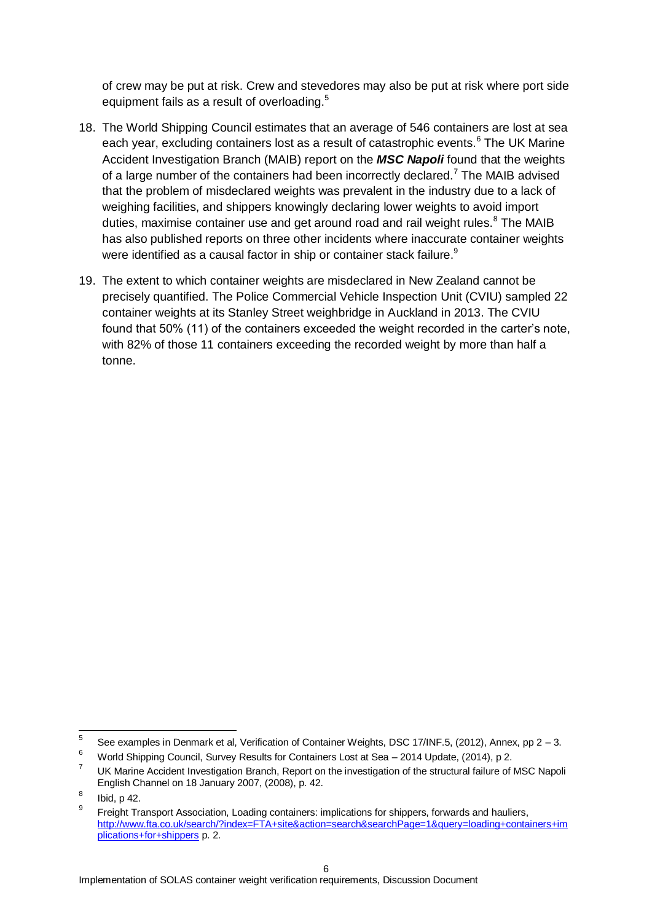of crew may be put at risk. Crew and stevedores may also be put at risk where port side equipment fails as a result of overloading.[5]

18. The World Shipping Council estimates that an average of 546 containers are lost at sea each year, excluding containers lost as a result of catastrophic events.[6] The UK Marine Accident Investigation Branch (MAIB) report on the ***MSC Napoli*** found that the weights of a large number of the containers had been incorrectly declared.[7] The MAIB advised that the problem of misdeclared weights was prevalent in the industry due to a lack of weighing facilities, and shippers knowingly declaring lower weights to avoid import duties, maximise container use and get around road and rail weight rules.[8] The MAIB has also published reports on three other incidents where inaccurate container weights were identified as a causal factor in ship or container stack failure.[9]

19. The extent to which container weights are misdeclared in New Zealand cannot be precisely quantified. The Police Commercial Vehicle Inspection Unit (CVIU) sampled 22 container weights at its Stanley Street weighbridge in Auckland in 2013. The CVIU found that 50% (11) of the containers exceeded the weight recorded in the carter's note, with 82% of those 11 containers exceeding the recorded weight by more than half a tonne.

---

[5] See examples in Denmark et al, Verification of Container Weights, DSC 17/INF.5, (2012), Annex, pp 2 – 3.

[6] World Shipping Council, Survey Results for Containers Lost at Sea – 2014 Update, (2014), p 2.

[7] UK Marine Accident Investigation Branch, Report on the investigation of the structural failure of MSC Napoli English Channel on 18 January 2007, (2008), p. 42.

[8] Ibid, p 42.

[9] Freight Transport Association, Loading containers: implications for shippers, forwards and hauliers, http://www.fta.co.uk/search/?index=FTA+site&action=search&searchPage=1&query=loading+containers+implications+for+shippers p. 2.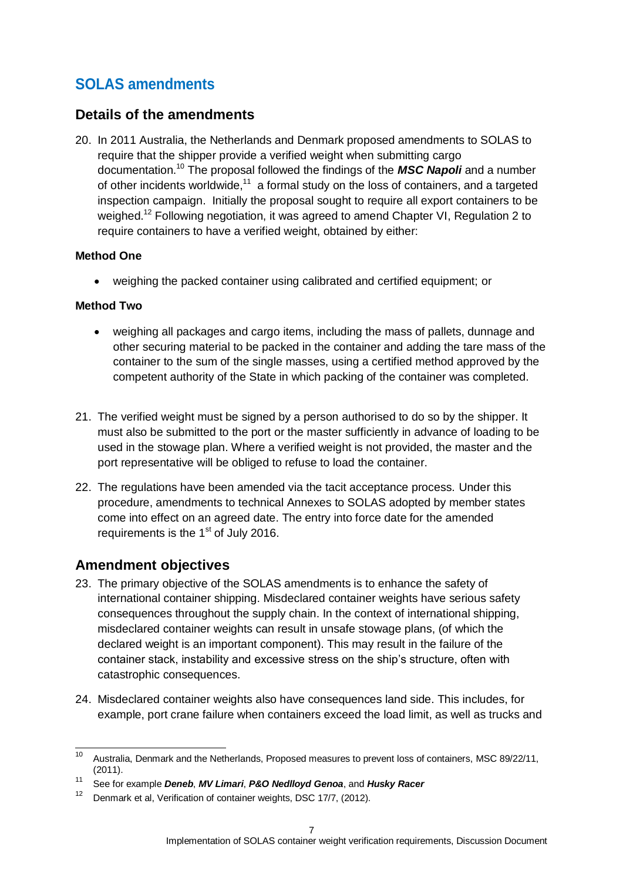## SOLAS amendments

### Details of the amendments

20. In 2011 Australia, the Netherlands and Denmark proposed amendments to SOLAS to require that the shipper provide a verified weight when submitting cargo documentation.[10] The proposal followed the findings of the ***MSC Napoli*** and a number of other incidents worldwide,[11] a formal study on the loss of containers, and a targeted inspection campaign. Initially the proposal sought to require all export containers to be weighed.[12] Following negotiation, it was agreed to amend Chapter VI, Regulation 2 to require containers to have a verified weight, obtained by either:

**Method One**

- weighing the packed container using calibrated and certified equipment; or

**Method Two**

- weighing all packages and cargo items, including the mass of pallets, dunnage and other securing material to be packed in the container and adding the tare mass of the container to the sum of the single masses, using a certified method approved by the competent authority of the State in which packing of the container was completed.

21. The verified weight must be signed by a person authorised to do so by the shipper. It must also be submitted to the port or the master sufficiently in advance of loading to be used in the stowage plan. Where a verified weight is not provided, the master and the port representative will be obliged to refuse to load the container.

22. The regulations have been amended via the tacit acceptance process. Under this procedure, amendments to technical Annexes to SOLAS adopted by member states come into effect on an agreed date. The entry into force date for the amended requirements is the 1st of July 2016.

### Amendment objectives

23. The primary objective of the SOLAS amendments is to enhance the safety of international container shipping. Misdeclared container weights have serious safety consequences throughout the supply chain. In the context of international shipping, misdeclared container weights can result in unsafe stowage plans, (of which the declared weight is an important component). This may result in the failure of the container stack, instability and excessive stress on the ship's structure, often with catastrophic consequences.

24. Misdeclared container weights also have consequences land side. This includes, for example, port crane failure when containers exceed the load limit, as well as trucks and

---

[10] Australia, Denmark and the Netherlands, Proposed measures to prevent loss of containers, MSC 89/22/11, (2011).

[11] See for example ***Deneb***, ***MV Limari***, ***P&O Nedlloyd Genoa***, and ***Husky Racer***

[12] Denmark et al, Verification of container weights, DSC 17/7, (2012).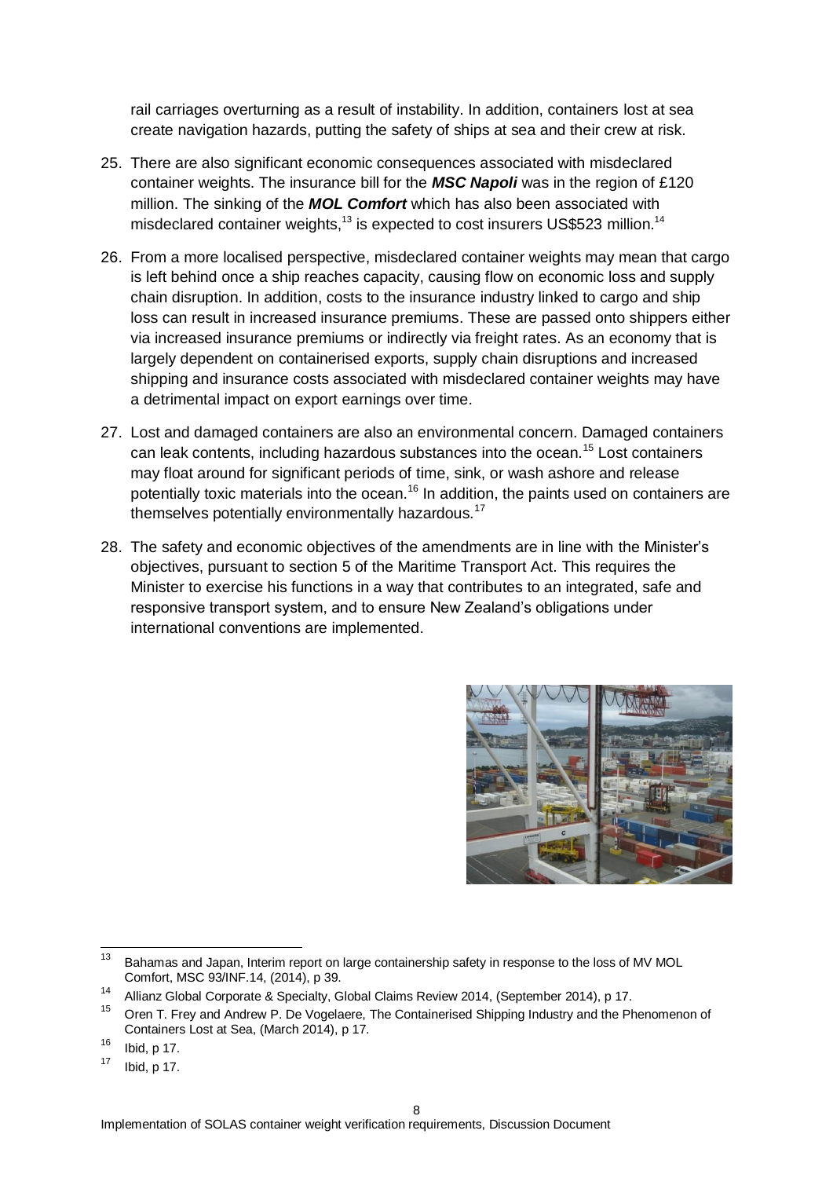rail carriages overturning as a result of instability. In addition, containers lost at sea create navigation hazards, putting the safety of ships at sea and their crew at risk.

25. There are also significant economic consequences associated with misdeclared container weights. The insurance bill for the ***MSC Napoli*** was in the region of £120 million. The sinking of the ***MOL Comfort*** which has also been associated with misdeclared container weights,[13] is expected to cost insurers US$523 million.[14]

26. From a more localised perspective, misdeclared container weights may mean that cargo is left behind once a ship reaches capacity, causing flow on economic loss and supply chain disruption. In addition, costs to the insurance industry linked to cargo and ship loss can result in increased insurance premiums. These are passed onto shippers either via increased insurance premiums or indirectly via freight rates. As an economy that is largely dependent on containerised exports, supply chain disruptions and increased shipping and insurance costs associated with misdeclared container weights may have a detrimental impact on export earnings over time.

27. Lost and damaged containers are also an environmental concern. Damaged containers can leak contents, including hazardous substances into the ocean.[15] Lost containers may float around for significant periods of time, sink, or wash ashore and release potentially toxic materials into the ocean.[16] In addition, the paints used on containers are themselves potentially environmentally hazardous.[17]

28. The safety and economic objectives of the amendments are in line with the Minister's objectives, pursuant to section 5 of the Maritime Transport Act. This requires the Minister to exercise his functions in a way that contributes to an integrated, safe and responsive transport system, and to ensure New Zealand's obligations under international conventions are implemented.

---

[13] Bahamas and Japan, Interim report on large containership safety in response to the loss of MV MOL Comfort, MSC 93/INF.14, (2014), p 39.

[14] Allianz Global Corporate & Specialty, Global Claims Review 2014, (September 2014), p 17.

[15] Oren T. Frey and Andrew P. De Vogelaere, The Containerised Shipping Industry and the Phenomenon of Containers Lost at Sea, (March 2014), p 17.

[16] Ibid, p 17.

[17] Ibid, p 17.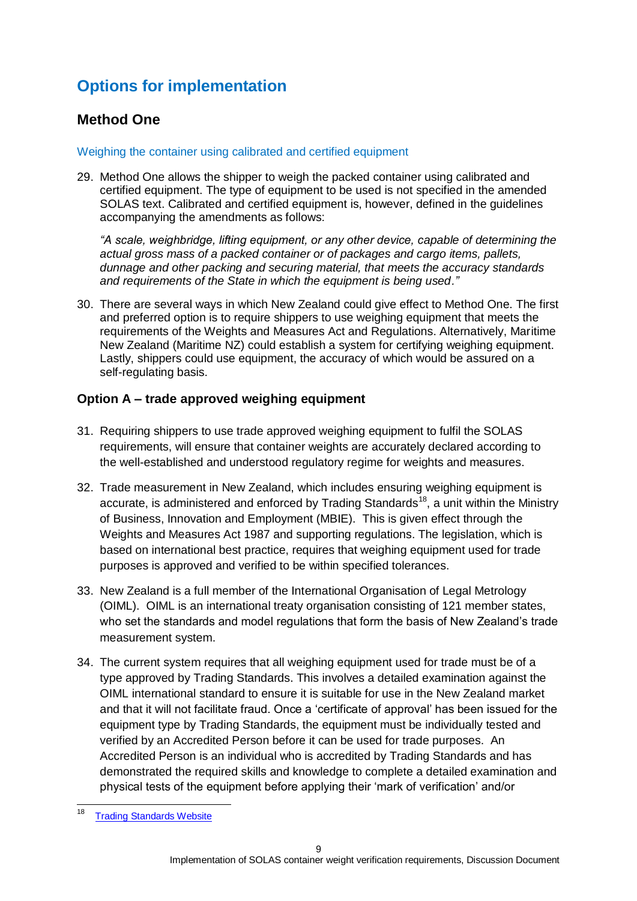# Options for implementation

## Method One

### Weighing the container using calibrated and certified equipment

29. Method One allows the shipper to weigh the packed container using calibrated and certified equipment. The type of equipment to be used is not specified in the amended SOLAS text. Calibrated and certified equipment is, however, defined in the guidelines accompanying the amendments as follows:

    *"A scale, weighbridge, lifting equipment, or any other device, capable of determining the actual gross mass of a packed container or of packages and cargo items, pallets, dunnage and other packing and securing material, that meets the accuracy standards and requirements of the State in which the equipment is being used."*

30. There are several ways in which New Zealand could give effect to Method One. The first and preferred option is to require shippers to use weighing equipment that meets the requirements of the Weights and Measures Act and Regulations. Alternatively, Maritime New Zealand (Maritime NZ) could establish a system for certifying weighing equipment. Lastly, shippers could use equipment, the accuracy of which would be assured on a self-regulating basis.

### Option A – trade approved weighing equipment

31. Requiring shippers to use trade approved weighing equipment to fulfil the SOLAS requirements, will ensure that container weights are accurately declared according to the well-established and understood regulatory regime for weights and measures.

32. Trade measurement in New Zealand, which includes ensuring weighing equipment is accurate, is administered and enforced by Trading Standards[18], a unit within the Ministry of Business, Innovation and Employment (MBIE). This is given effect through the Weights and Measures Act 1987 and supporting regulations. The legislation, which is based on international best practice, requires that weighing equipment used for trade purposes is approved and verified to be within specified tolerances.

33. New Zealand is a full member of the International Organisation of Legal Metrology (OIML). OIML is an international treaty organisation consisting of 121 member states, who set the standards and model regulations that form the basis of New Zealand's trade measurement system.

34. The current system requires that all weighing equipment used for trade must be of a type approved by Trading Standards. This involves a detailed examination against the OIML international standard to ensure it is suitable for use in the New Zealand market and that it will not facilitate fraud. Once a 'certificate of approval' has been issued for the equipment type by Trading Standards, the equipment must be individually tested and verified by an Accredited Person before it can be used for trade purposes. An Accredited Person is an individual who is accredited by Trading Standards and has demonstrated the required skills and knowledge to complete a detailed examination and physical tests of the equipment before applying their 'mark of verification' and/or

---

[18] Trading Standards Website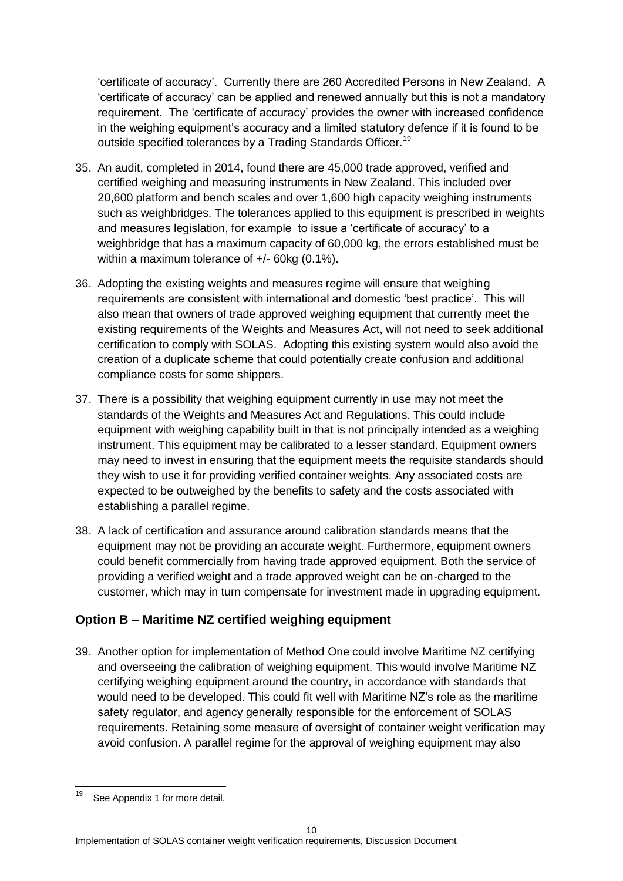'certificate of accuracy'. Currently there are 260 Accredited Persons in New Zealand. A 'certificate of accuracy' can be applied and renewed annually but this is not a mandatory requirement. The 'certificate of accuracy' provides the owner with increased confidence in the weighing equipment's accuracy and a limited statutory defence if it is found to be outside specified tolerances by a Trading Standards Officer.[19]

35. An audit, completed in 2014, found there are 45,000 trade approved, verified and certified weighing and measuring instruments in New Zealand. This included over 20,600 platform and bench scales and over 1,600 high capacity weighing instruments such as weighbridges. The tolerances applied to this equipment is prescribed in weights and measures legislation, for example to issue a 'certificate of accuracy' to a weighbridge that has a maximum capacity of 60,000 kg, the errors established must be within a maximum tolerance of +/- 60kg (0.1%).

36. Adopting the existing weights and measures regime will ensure that weighing requirements are consistent with international and domestic 'best practice'. This will also mean that owners of trade approved weighing equipment that currently meet the existing requirements of the Weights and Measures Act, will not need to seek additional certification to comply with SOLAS. Adopting this existing system would also avoid the creation of a duplicate scheme that could potentially create confusion and additional compliance costs for some shippers.

37. There is a possibility that weighing equipment currently in use may not meet the standards of the Weights and Measures Act and Regulations. This could include equipment with weighing capability built in that is not principally intended as a weighing instrument. This equipment may be calibrated to a lesser standard. Equipment owners may need to invest in ensuring that the equipment meets the requisite standards should they wish to use it for providing verified container weights. Any associated costs are expected to be outweighed by the benefits to safety and the costs associated with establishing a parallel regime.

38. A lack of certification and assurance around calibration standards means that the equipment may not be providing an accurate weight. Furthermore, equipment owners could benefit commercially from having trade approved equipment. Both the service of providing a verified weight and a trade approved weight can be on-charged to the customer, which may in turn compensate for investment made in upgrading equipment.

### Option B – Maritime NZ certified weighing equipment

39. Another option for implementation of Method One could involve Maritime NZ certifying and overseeing the calibration of weighing equipment. This would involve Maritime NZ certifying weighing equipment around the country, in accordance with standards that would need to be developed. This could fit well with Maritime NZ's role as the maritime safety regulator, and agency generally responsible for the enforcement of SOLAS requirements. Retaining some measure of oversight of container weight verification may avoid confusion. A parallel regime for the approval of weighing equipment may also

---

[19] See Appendix 1 for more detail.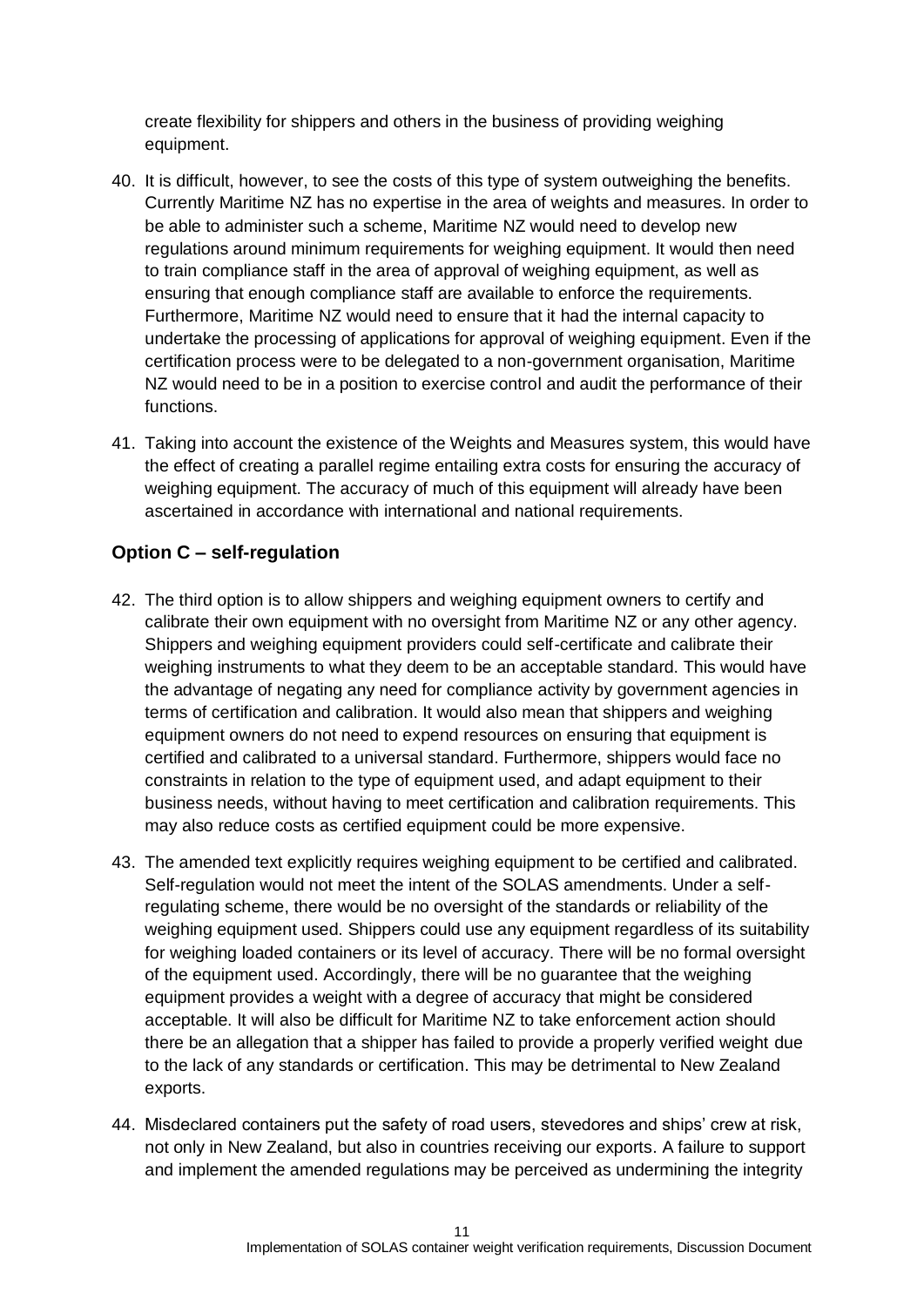create flexibility for shippers and others in the business of providing weighing equipment.

40. It is difficult, however, to see the costs of this type of system outweighing the benefits. Currently Maritime NZ has no expertise in the area of weights and measures. In order to be able to administer such a scheme, Maritime NZ would need to develop new regulations around minimum requirements for weighing equipment. It would then need to train compliance staff in the area of approval of weighing equipment, as well as ensuring that enough compliance staff are available to enforce the requirements. Furthermore, Maritime NZ would need to ensure that it had the internal capacity to undertake the processing of applications for approval of weighing equipment. Even if the certification process were to be delegated to a non-government organisation, Maritime NZ would need to be in a position to exercise control and audit the performance of their functions.

41. Taking into account the existence of the Weights and Measures system, this would have the effect of creating a parallel regime entailing extra costs for ensuring the accuracy of weighing equipment. The accuracy of much of this equipment will already have been ascertained in accordance with international and national requirements.

### Option C – self-regulation

42. The third option is to allow shippers and weighing equipment owners to certify and calibrate their own equipment with no oversight from Maritime NZ or any other agency. Shippers and weighing equipment providers could self-certificate and calibrate their weighing instruments to what they deem to be an acceptable standard. This would have the advantage of negating any need for compliance activity by government agencies in terms of certification and calibration. It would also mean that shippers and weighing equipment owners do not need to expend resources on ensuring that equipment is certified and calibrated to a universal standard. Furthermore, shippers would face no constraints in relation to the type of equipment used, and adapt equipment to their business needs, without having to meet certification and calibration requirements. This may also reduce costs as certified equipment could be more expensive.

43. The amended text explicitly requires weighing equipment to be certified and calibrated. Self-regulation would not meet the intent of the SOLAS amendments. Under a self-regulating scheme, there would be no oversight of the standards or reliability of the weighing equipment used. Shippers could use any equipment regardless of its suitability for weighing loaded containers or its level of accuracy. There will be no formal oversight of the equipment used. Accordingly, there will be no guarantee that the weighing equipment provides a weight with a degree of accuracy that might be considered acceptable. It will also be difficult for Maritime NZ to take enforcement action should there be an allegation that a shipper has failed to provide a properly verified weight due to the lack of any standards or certification. This may be detrimental to New Zealand exports.

44. Misdeclared containers put the safety of road users, stevedores and ships' crew at risk, not only in New Zealand, but also in countries receiving our exports. A failure to support and implement the amended regulations may be perceived as undermining the integrity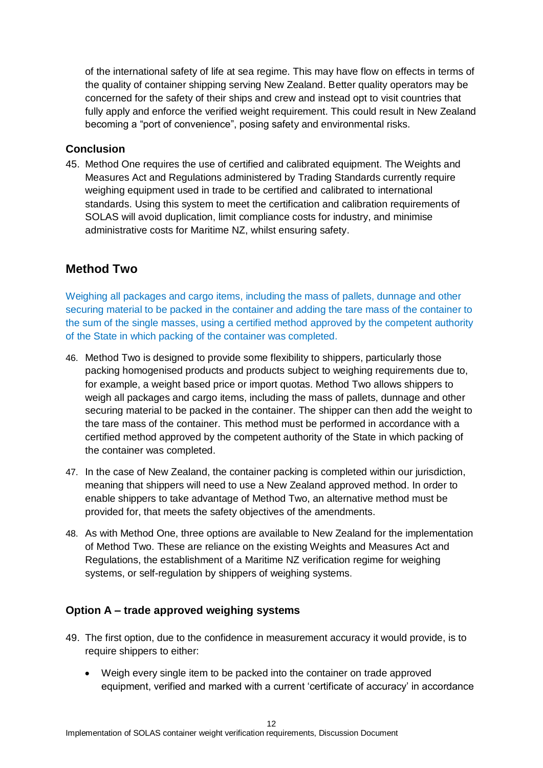of the international safety of life at sea regime. This may have flow on effects in terms of the quality of container shipping serving New Zealand. Better quality operators may be concerned for the safety of their ships and crew and instead opt to visit countries that fully apply and enforce the verified weight requirement. This could result in New Zealand becoming a "port of convenience", posing safety and environmental risks.

### Conclusion

45. Method One requires the use of certified and calibrated equipment. The Weights and Measures Act and Regulations administered by Trading Standards currently require weighing equipment used in trade to be certified and calibrated to international standards. Using this system to meet the certification and calibration requirements of SOLAS will avoid duplication, limit compliance costs for industry, and minimise administrative costs for Maritime NZ, whilst ensuring safety.

## Method Two

Weighing all packages and cargo items, including the mass of pallets, dunnage and other securing material to be packed in the container and adding the tare mass of the container to the sum of the single masses, using a certified method approved by the competent authority of the State in which packing of the container was completed.

46. Method Two is designed to provide some flexibility to shippers, particularly those packing homogenised products and products subject to weighing requirements due to, for example, a weight based price or import quotas. Method Two allows shippers to weigh all packages and cargo items, including the mass of pallets, dunnage and other securing material to be packed in the container. The shipper can then add the weight to the tare mass of the container. This method must be performed in accordance with a certified method approved by the competent authority of the State in which packing of the container was completed.

47. In the case of New Zealand, the container packing is completed within our jurisdiction, meaning that shippers will need to use a New Zealand approved method. In order to enable shippers to take advantage of Method Two, an alternative method must be provided for, that meets the safety objectives of the amendments.

48. As with Method One, three options are available to New Zealand for the implementation of Method Two. These are reliance on the existing Weights and Measures Act and Regulations, the establishment of a Maritime NZ verification regime for weighing systems, or self-regulation by shippers of weighing systems.

### Option A – trade approved weighing systems

49. The first option, due to the confidence in measurement accuracy it would provide, is to require shippers to either:

    - Weigh every single item to be packed into the container on trade approved equipment, verified and marked with a current 'certificate of accuracy' in accordance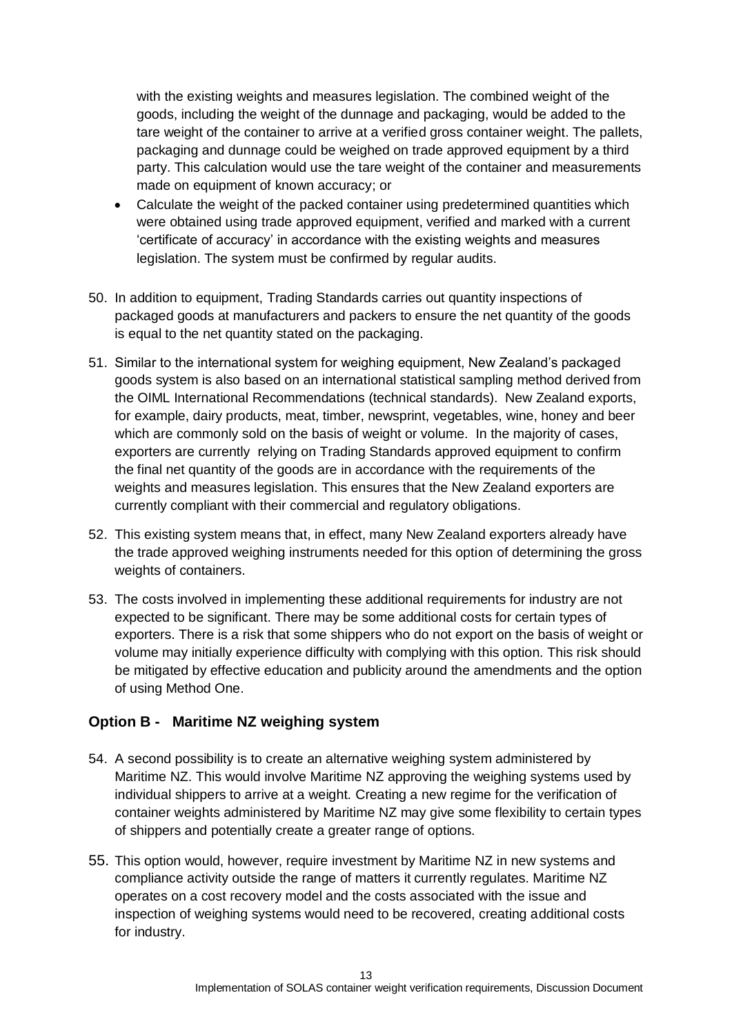with the existing weights and measures legislation. The combined weight of the goods, including the weight of the dunnage and packaging, would be added to the tare weight of the container to arrive at a verified gross container weight. The pallets, packaging and dunnage could be weighed on trade approved equipment by a third party. This calculation would use the tare weight of the container and measurements made on equipment of known accuracy; or

- Calculate the weight of the packed container using predetermined quantities which were obtained using trade approved equipment, verified and marked with a current 'certificate of accuracy' in accordance with the existing weights and measures legislation. The system must be confirmed by regular audits.

50. In addition to equipment, Trading Standards carries out quantity inspections of packaged goods at manufacturers and packers to ensure the net quantity of the goods is equal to the net quantity stated on the packaging.

51. Similar to the international system for weighing equipment, New Zealand's packaged goods system is also based on an international statistical sampling method derived from the OIML International Recommendations (technical standards). New Zealand exports, for example, dairy products, meat, timber, newsprint, vegetables, wine, honey and beer which are commonly sold on the basis of weight or volume. In the majority of cases, exporters are currently relying on Trading Standards approved equipment to confirm the final net quantity of the goods are in accordance with the requirements of the weights and measures legislation. This ensures that the New Zealand exporters are currently compliant with their commercial and regulatory obligations.

52. This existing system means that, in effect, many New Zealand exporters already have the trade approved weighing instruments needed for this option of determining the gross weights of containers.

53. The costs involved in implementing these additional requirements for industry are not expected to be significant. There may be some additional costs for certain types of exporters. There is a risk that some shippers who do not export on the basis of weight or volume may initially experience difficulty with complying with this option. This risk should be mitigated by effective education and publicity around the amendments and the option of using Method One.

### Option B - Maritime NZ weighing system

54. A second possibility is to create an alternative weighing system administered by Maritime NZ. This would involve Maritime NZ approving the weighing systems used by individual shippers to arrive at a weight. Creating a new regime for the verification of container weights administered by Maritime NZ may give some flexibility to certain types of shippers and potentially create a greater range of options.

55. This option would, however, require investment by Maritime NZ in new systems and compliance activity outside the range of matters it currently regulates. Maritime NZ operates on a cost recovery model and the costs associated with the issue and inspection of weighing systems would need to be recovered, creating additional costs for industry.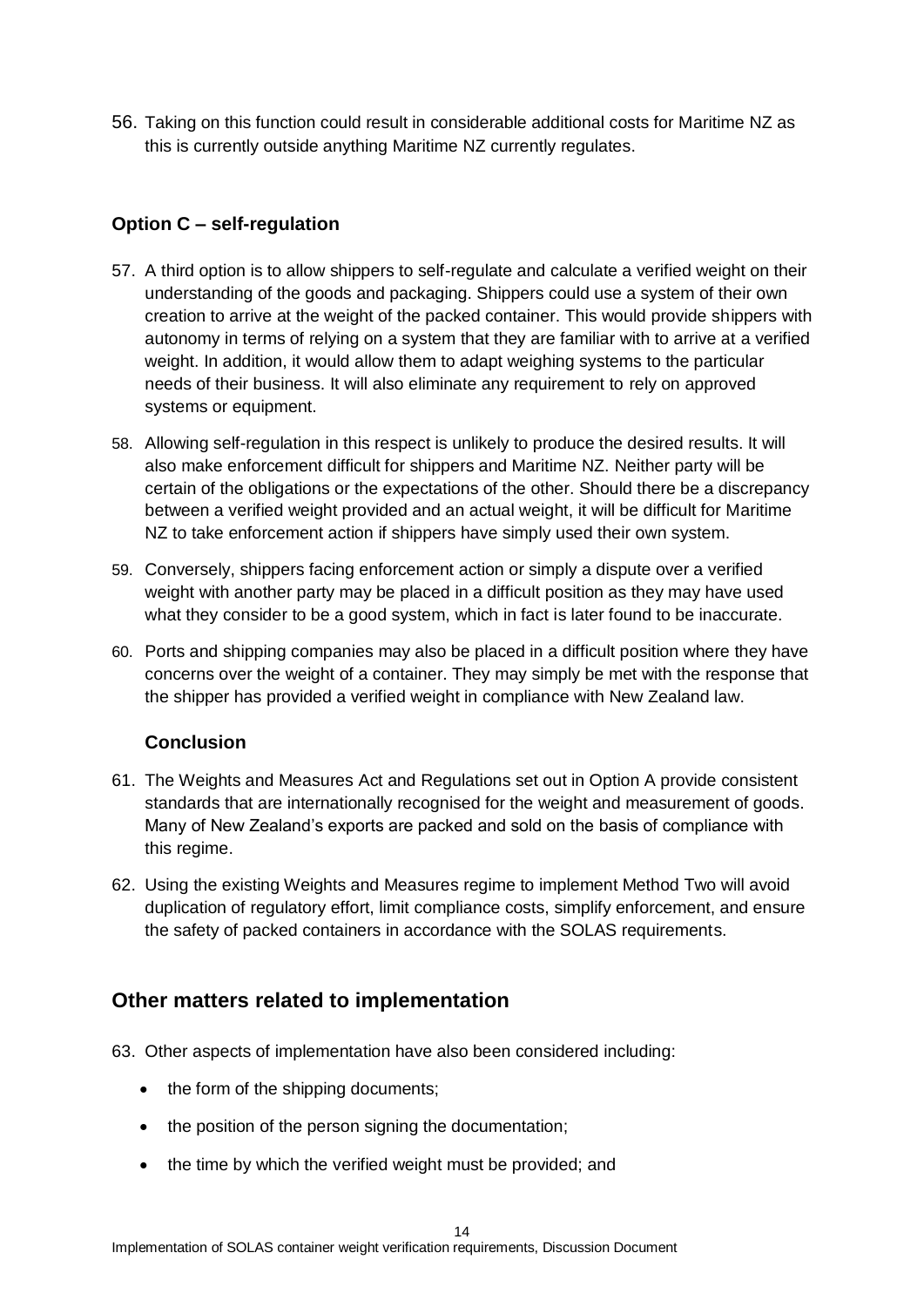56. Taking on this function could result in considerable additional costs for Maritime NZ as this is currently outside anything Maritime NZ currently regulates.

### Option C – self-regulation

57. A third option is to allow shippers to self-regulate and calculate a verified weight on their understanding of the goods and packaging. Shippers could use a system of their own creation to arrive at the weight of the packed container. This would provide shippers with autonomy in terms of relying on a system that they are familiar with to arrive at a verified weight. In addition, it would allow them to adapt weighing systems to the particular needs of their business. It will also eliminate any requirement to rely on approved systems or equipment.

58. Allowing self-regulation in this respect is unlikely to produce the desired results. It will also make enforcement difficult for shippers and Maritime NZ. Neither party will be certain of the obligations or the expectations of the other. Should there be a discrepancy between a verified weight provided and an actual weight, it will be difficult for Maritime NZ to take enforcement action if shippers have simply used their own system.

59. Conversely, shippers facing enforcement action or simply a dispute over a verified weight with another party may be placed in a difficult position as they may have used what they consider to be a good system, which in fact is later found to be inaccurate.

60. Ports and shipping companies may also be placed in a difficult position where they have concerns over the weight of a container. They may simply be met with the response that the shipper has provided a verified weight in compliance with New Zealand law.

### Conclusion

61. The Weights and Measures Act and Regulations set out in Option A provide consistent standards that are internationally recognised for the weight and measurement of goods. Many of New Zealand's exports are packed and sold on the basis of compliance with this regime.

62. Using the existing Weights and Measures regime to implement Method Two will avoid duplication of regulatory effort, limit compliance costs, simplify enforcement, and ensure the safety of packed containers in accordance with the SOLAS requirements.

## Other matters related to implementation

63. Other aspects of implementation have also been considered including:

- the form of the shipping documents;
- the position of the person signing the documentation;
- the time by which the verified weight must be provided; and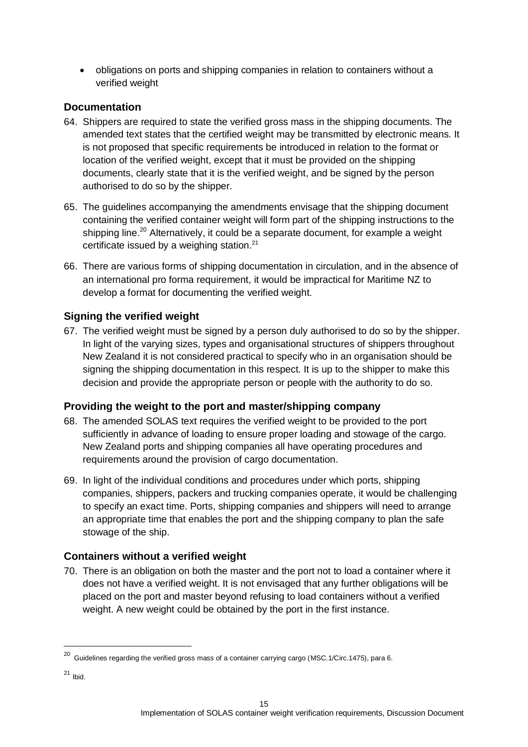- obligations on ports and shipping companies in relation to containers without a verified weight

### Documentation

64. Shippers are required to state the verified gross mass in the shipping documents. The amended text states that the certified weight may be transmitted by electronic means. It is not proposed that specific requirements be introduced in relation to the format or location of the verified weight, except that it must be provided on the shipping documents, clearly state that it is the verified weight, and be signed by the person authorised to do so by the shipper.

65. The guidelines accompanying the amendments envisage that the shipping document containing the verified container weight will form part of the shipping instructions to the shipping line.[20] Alternatively, it could be a separate document, for example a weight certificate issued by a weighing station.[21]

66. There are various forms of shipping documentation in circulation, and in the absence of an international pro forma requirement, it would be impractical for Maritime NZ to develop a format for documenting the verified weight.

### Signing the verified weight

67. The verified weight must be signed by a person duly authorised to do so by the shipper. In light of the varying sizes, types and organisational structures of shippers throughout New Zealand it is not considered practical to specify who in an organisation should be signing the shipping documentation in this respect. It is up to the shipper to make this decision and provide the appropriate person or people with the authority to do so.

### Providing the weight to the port and master/shipping company

68. The amended SOLAS text requires the verified weight to be provided to the port sufficiently in advance of loading to ensure proper loading and stowage of the cargo. New Zealand ports and shipping companies all have operating procedures and requirements around the provision of cargo documentation.

69. In light of the individual conditions and procedures under which ports, shipping companies, shippers, packers and trucking companies operate, it would be challenging to specify an exact time. Ports, shipping companies and shippers will need to arrange an appropriate time that enables the port and the shipping company to plan the safe stowage of the ship.

### Containers without a verified weight

70. There is an obligation on both the master and the port not to load a container where it does not have a verified weight. It is not envisaged that any further obligations will be placed on the port and master beyond refusing to load containers without a verified weight. A new weight could be obtained by the port in the first instance.

---

[20] Guidelines regarding the verified gross mass of a container carrying cargo (MSC.1/Circ.1475), para 6.

[21] Ibid.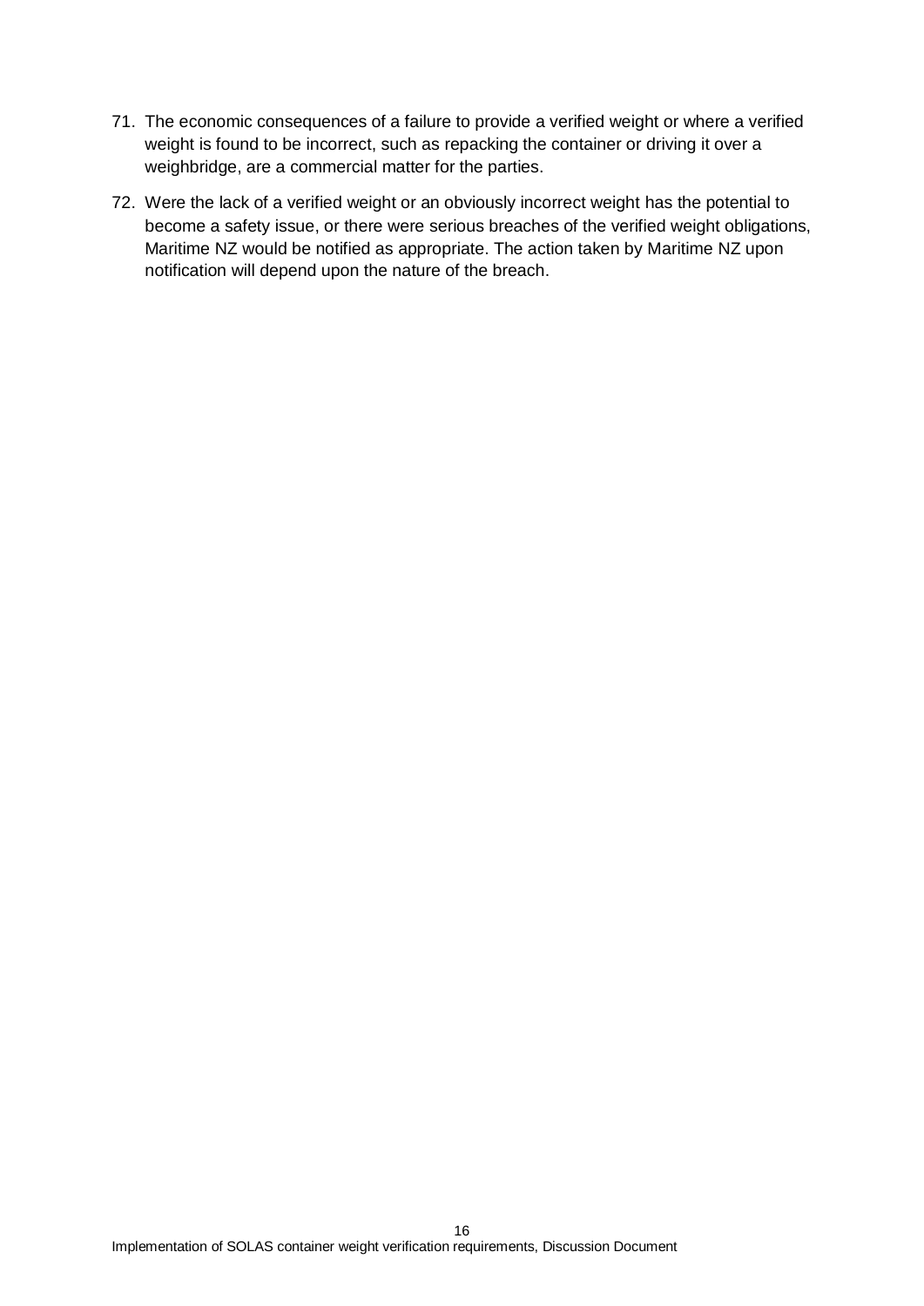71. The economic consequences of a failure to provide a verified weight or where a verified weight is found to be incorrect, such as repacking the container or driving it over a weighbridge, are a commercial matter for the parties.

72. Were the lack of a verified weight or an obviously incorrect weight has the potential to become a safety issue, or there were serious breaches of the verified weight obligations, Maritime NZ would be notified as appropriate. The action taken by Maritime NZ upon notification will depend upon the nature of the breach.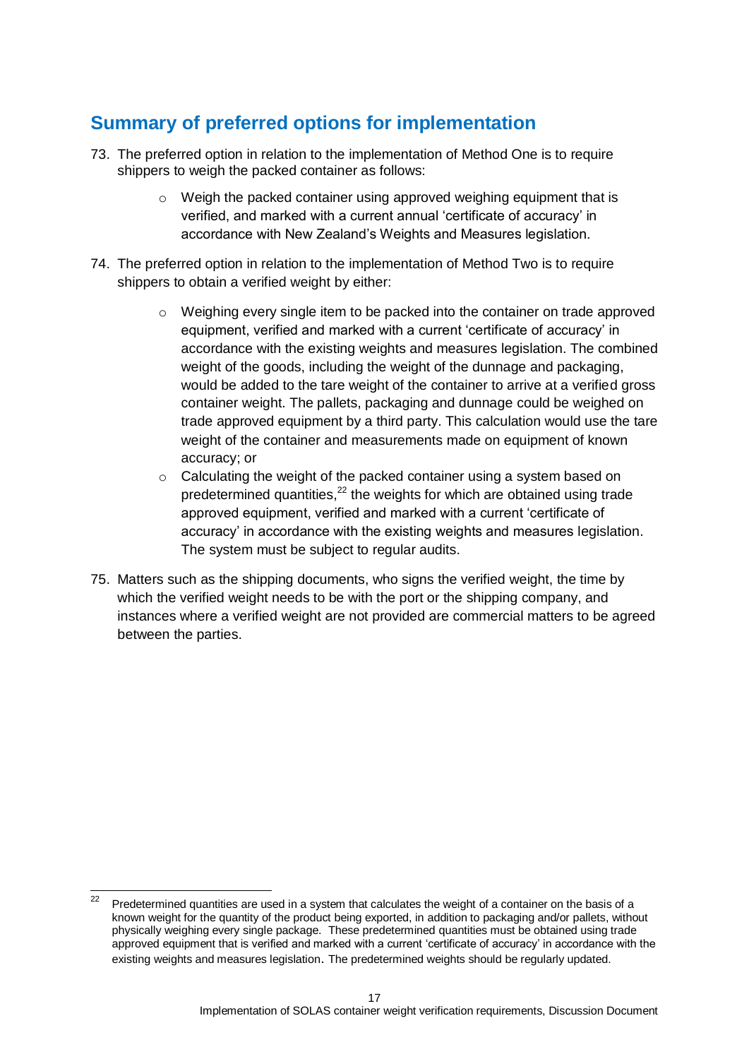## Summary of preferred options for implementation

73. The preferred option in relation to the implementation of Method One is to require shippers to weigh the packed container as follows:

    - Weigh the packed container using approved weighing equipment that is verified, and marked with a current annual 'certificate of accuracy' in accordance with New Zealand's Weights and Measures legislation.

74. The preferred option in relation to the implementation of Method Two is to require shippers to obtain a verified weight by either:

    - Weighing every single item to be packed into the container on trade approved equipment, verified and marked with a current 'certificate of accuracy' in accordance with the existing weights and measures legislation. The combined weight of the goods, including the weight of the dunnage and packaging, would be added to the tare weight of the container to arrive at a verified gross container weight. The pallets, packaging and dunnage could be weighed on trade approved equipment by a third party. This calculation would use the tare weight of the container and measurements made on equipment of known accuracy; or
    - Calculating the weight of the packed container using a system based on predetermined quantities,[22] the weights for which are obtained using trade approved equipment, verified and marked with a current 'certificate of accuracy' in accordance with the existing weights and measures legislation. The system must be subject to regular audits.

75. Matters such as the shipping documents, who signs the verified weight, the time by which the verified weight needs to be with the port or the shipping company, and instances where a verified weight are not provided are commercial matters to be agreed between the parties.

---

[22] Predetermined quantities are used in a system that calculates the weight of a container on the basis of a known weight for the quantity of the product being exported, in addition to packaging and/or pallets, without physically weighing every single package. These predetermined quantities must be obtained using trade approved equipment that is verified and marked with a current 'certificate of accuracy' in accordance with the existing weights and measures legislation. The predetermined weights should be regularly updated.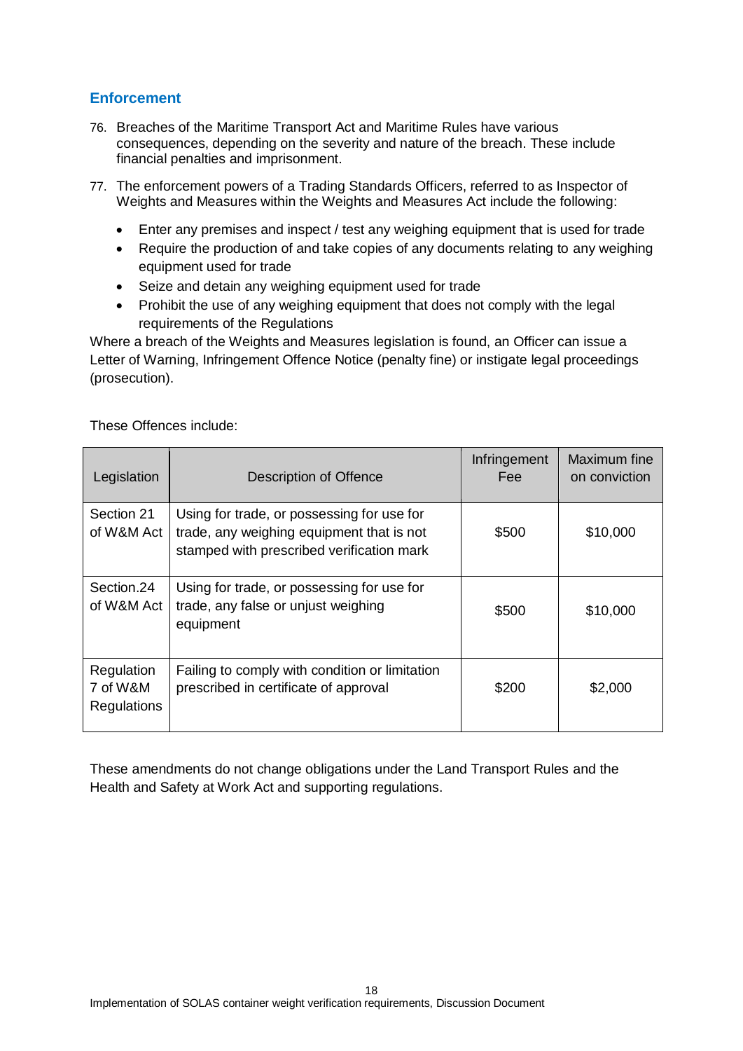## Enforcement

76. Breaches of the Maritime Transport Act and Maritime Rules have various consequences, depending on the severity and nature of the breach. These include financial penalties and imprisonment.

77. The enforcement powers of a Trading Standards Officers, referred to as Inspector of Weights and Measures within the Weights and Measures Act include the following:

    - Enter any premises and inspect / test any weighing equipment that is used for trade
    - Require the production of and take copies of any documents relating to any weighing equipment used for trade
    - Seize and detain any weighing equipment used for trade
    - Prohibit the use of any weighing equipment that does not comply with the legal requirements of the Regulations

Where a breach of the Weights and Measures legislation is found, an Officer can issue a Letter of Warning, Infringement Offence Notice (penalty fine) or instigate legal proceedings (prosecution).

These Offences include:

| Legislation | Description of Offence | Infringement Fee | Maximum fine on conviction |
|---|---|---|---|
| Section 21 of W&M Act | Using for trade, or possessing for use for trade, any weighing equipment that is not stamped with prescribed verification mark | $500 | $10,000 |
| Section.24 of W&M Act | Using for trade, or possessing for use for trade, any false or unjust weighing equipment | $500 | $10,000 |
| Regulation 7 of W&M Regulations | Failing to comply with condition or limitation prescribed in certificate of approval | $200 | $2,000 |

These amendments do not change obligations under the Land Transport Rules and the Health and Safety at Work Act and supporting regulations.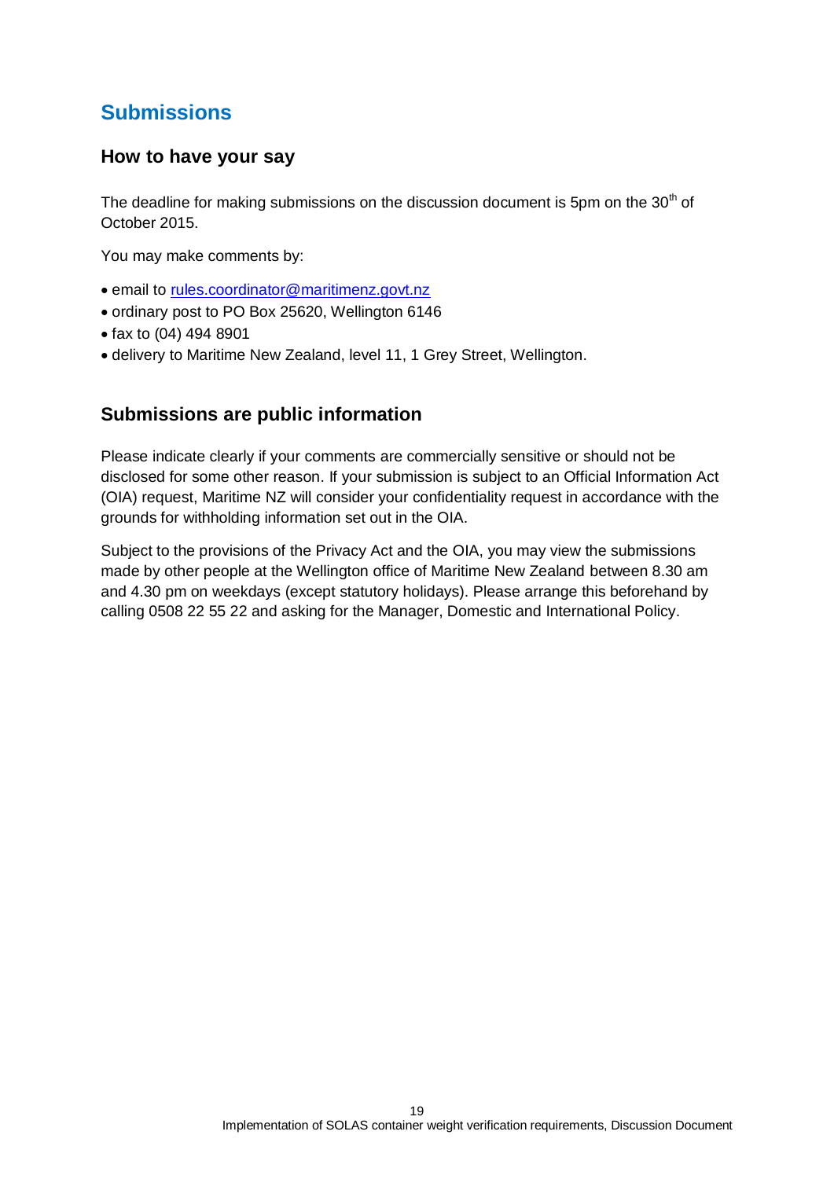# Submissions

## How to have your say

The deadline for making submissions on the discussion document is 5pm on the 30th of October 2015.

You may make comments by:

- email to rules.coordinator@maritimenz.govt.nz
- ordinary post to PO Box 25620, Wellington 6146
- fax to (04) 494 8901
- delivery to Maritime New Zealand, level 11, 1 Grey Street, Wellington.

## Submissions are public information

Please indicate clearly if your comments are commercially sensitive or should not be disclosed for some other reason. If your submission is subject to an Official Information Act (OIA) request, Maritime NZ will consider your confidentiality request in accordance with the grounds for withholding information set out in the OIA.

Subject to the provisions of the Privacy Act and the OIA, you may view the submissions made by other people at the Wellington office of Maritime New Zealand between 8.30 am and 4.30 pm on weekdays (except statutory holidays). Please arrange this beforehand by calling 0508 22 55 22 and asking for the Manager, Domestic and International Policy.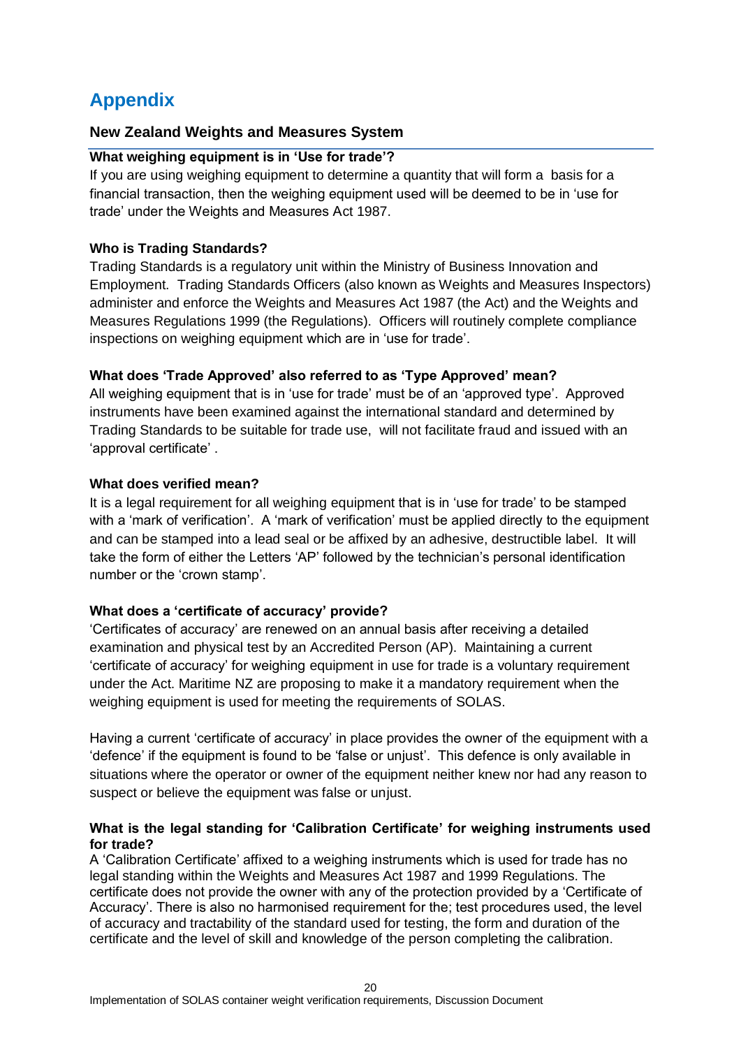# Appendix

## New Zealand Weights and Measures System

### What weighing equipment is in 'Use for trade'?

If you are using weighing equipment to determine a quantity that will form a basis for a financial transaction, then the weighing equipment used will be deemed to be in 'use for trade' under the Weights and Measures Act 1987.

### Who is Trading Standards?

Trading Standards is a regulatory unit within the Ministry of Business Innovation and Employment. Trading Standards Officers (also known as Weights and Measures Inspectors) administer and enforce the Weights and Measures Act 1987 (the Act) and the Weights and Measures Regulations 1999 (the Regulations). Officers will routinely complete compliance inspections on weighing equipment which are in 'use for trade'.

### What does 'Trade Approved' also referred to as 'Type Approved' mean?

All weighing equipment that is in 'use for trade' must be of an 'approved type'. Approved instruments have been examined against the international standard and determined by Trading Standards to be suitable for trade use, will not facilitate fraud and issued with an 'approval certificate'.

### What does verified mean?

It is a legal requirement for all weighing equipment that is in 'use for trade' to be stamped with a 'mark of verification'. A 'mark of verification' must be applied directly to the equipment and can be stamped into a lead seal or be affixed by an adhesive, destructible label. It will take the form of either the Letters 'AP' followed by the technician's personal identification number or the 'crown stamp'.

### What does a 'certificate of accuracy' provide?

'Certificates of accuracy' are renewed on an annual basis after receiving a detailed examination and physical test by an Accredited Person (AP). Maintaining a current 'certificate of accuracy' for weighing equipment in use for trade is a voluntary requirement under the Act. Maritime NZ are proposing to make it a mandatory requirement when the weighing equipment is used for meeting the requirements of SOLAS.

Having a current 'certificate of accuracy' in place provides the owner of the equipment with a 'defence' if the equipment is found to be 'false or unjust'. This defence is only available in situations where the operator or owner of the equipment neither knew nor had any reason to suspect or believe the equipment was false or unjust.

### What is the legal standing for 'Calibration Certificate' for weighing instruments used for trade?

A 'Calibration Certificate' affixed to a weighing instruments which is used for trade has no legal standing within the Weights and Measures Act 1987 and 1999 Regulations. The certificate does not provide the owner with any of the protection provided by a 'Certificate of Accuracy'. There is also no harmonised requirement for the; test procedures used, the level of accuracy and tractability of the standard used for testing, the form and duration of the certificate and the level of skill and knowledge of the person completing the calibration.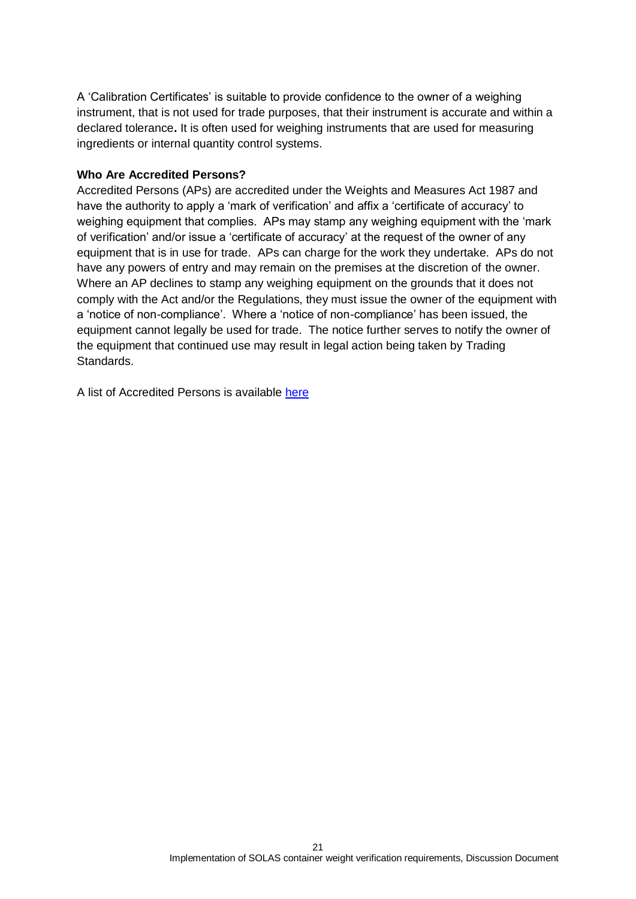A 'Calibration Certificates' is suitable to provide confidence to the owner of a weighing instrument, that is not used for trade purposes, that their instrument is accurate and within a declared tolerance**.** It is often used for weighing instruments that are used for measuring ingredients or internal quantity control systems.

**Who Are Accredited Persons?**

Accredited Persons (APs) are accredited under the Weights and Measures Act 1987 and have the authority to apply a 'mark of verification' and affix a 'certificate of accuracy' to weighing equipment that complies. APs may stamp any weighing equipment with the 'mark of verification' and/or issue a 'certificate of accuracy' at the request of the owner of any equipment that is in use for trade. APs can charge for the work they undertake. APs do not have any powers of entry and may remain on the premises at the discretion of the owner. Where an AP declines to stamp any weighing equipment on the grounds that it does not comply with the Act and/or the Regulations, they must issue the owner of the equipment with a 'notice of non-compliance'. Where a 'notice of non-compliance' has been issued, the equipment cannot legally be used for trade. The notice further serves to notify the owner of the equipment that continued use may result in legal action being taken by Trading Standards.

A list of Accredited Persons is available here